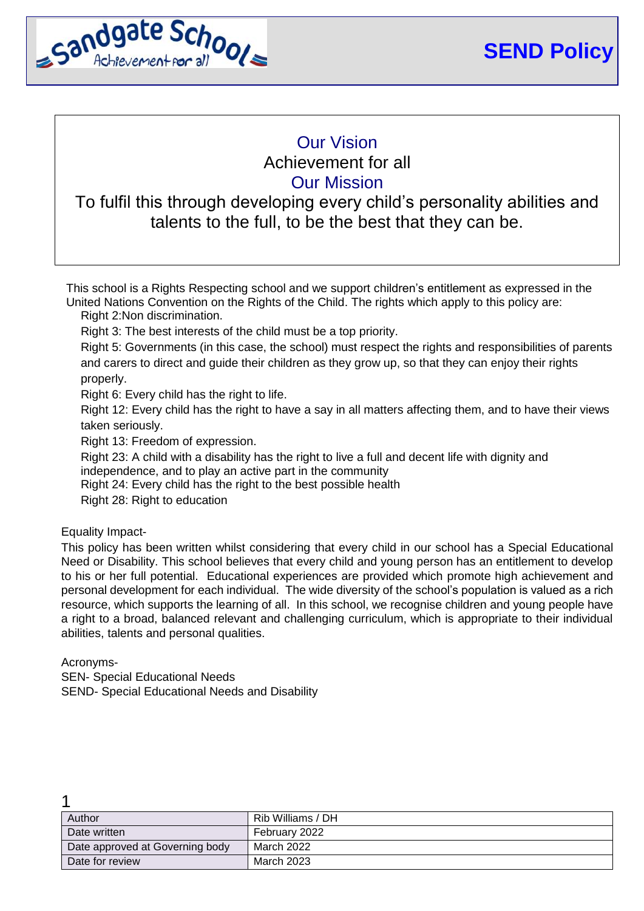# SEND Policy

## Our Vision

Achievement for all

## Our Mission

To fulfil this through developing every child's personality abilities and talents to the full, to be the best that they can be.

This school is a Rights Respecting school and we support children's entitlement as expressed in the United Nations Convention on the Rights of the Child. The rights which apply to this policy are:

- Right 2:Non discrimination.
- Right 3: The best interests of the child must be a top priority.
- Right 5: Governments (in this case, the school) must respect the rights and responsibilities of parents and carers to direct and guide their children as they grow up, so that they can enjoy their rights properly.
- Right 6: Every child has the right to life.
- Right 12: Every child has the right to have a say in all matters affecting them, and to have their views taken seriously.
- Right 13: Freedom of expression.
- Right 23: A child with a disability has the right to live a full and decent life with dignity and independence, and to play an active part in the community
- Right 24: Every child has the right to the best possible health
- Right 28: Right to education

Equality Impact-

This policy has been written whilst considering that every child in our school has a Special Educational Need or Disability. This school believes that every child and young person has an entitlement to develop to his or her full potential. Educational experiences are provided which promote high achievement and personal development for each individual. The wide diversity of the school's population is valued as a rich resource, which supports the learning of all. In this school, we recognise children and young people have a right to a broad, balanced relevant and challenging curriculum, which is appropriate to their individual abilities, talents and personal qualities.

Acronyms-

SEN- Special Educational Needs

SEND- Special Educational Needs and Disability

| Author | Rib Williams / DH |
|---|---|
| Date written | February 2022 |
| Date approved at Governing body | March 2022 |
| Date for review | March 2023 |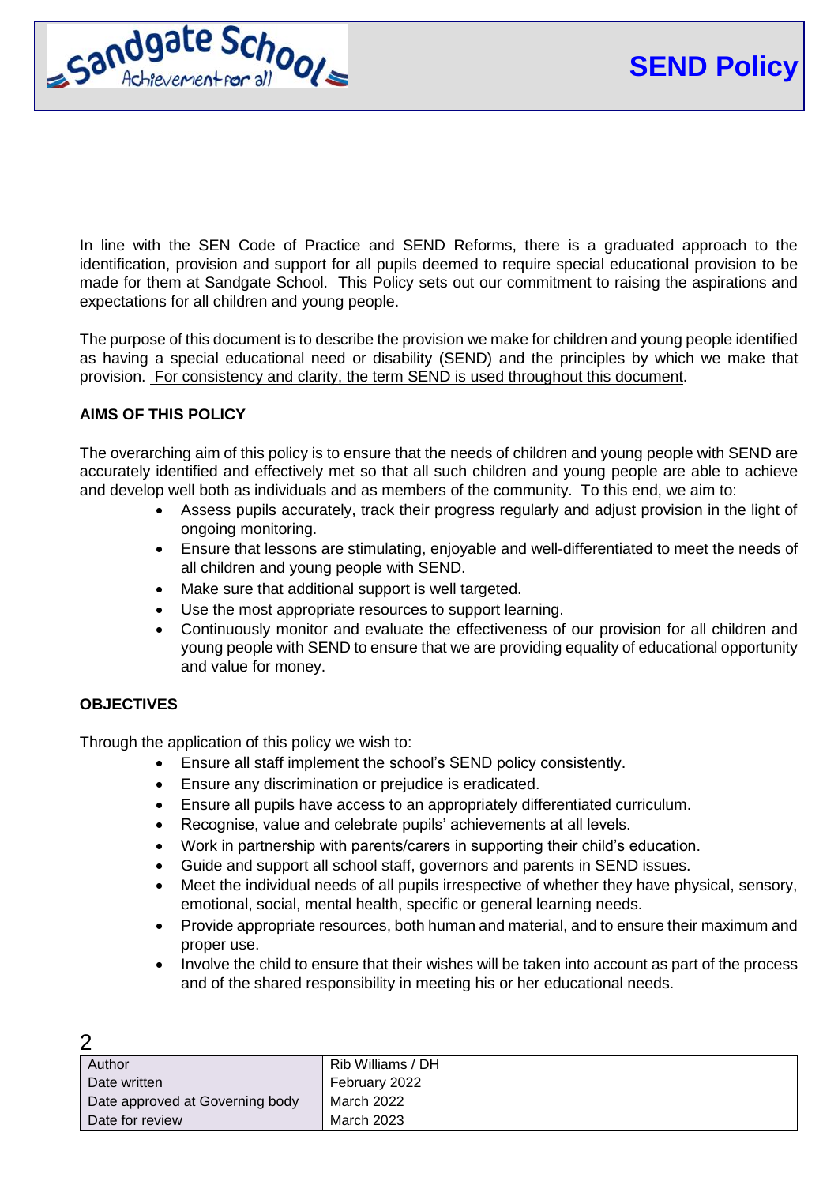In line with the SEN Code of Practice and SEND Reforms, there is a graduated approach to the identification, provision and support for all pupils deemed to require special educational provision to be made for them at Sandgate School. This Policy sets out our commitment to raising the aspirations and expectations for all children and young people.

The purpose of this document is to describe the provision we make for children and young people identified as having a special educational need or disability (SEND) and the principles by which we make that provision. For consistency and clarity, the term SEND is used throughout this document.

**AIMS OF THIS POLICY**

The overarching aim of this policy is to ensure that the needs of children and young people with SEND are accurately identified and effectively met so that all such children and young people are able to achieve and develop well both as individuals and as members of the community. To this end, we aim to:

- Assess pupils accurately, track their progress regularly and adjust provision in the light of ongoing monitoring.
- Ensure that lessons are stimulating, enjoyable and well-differentiated to meet the needs of all children and young people with SEND.
- Make sure that additional support is well targeted.
- Use the most appropriate resources to support learning.
- Continuously monitor and evaluate the effectiveness of our provision for all children and young people with SEND to ensure that we are providing equality of educational opportunity and value for money.

**OBJECTIVES**

Through the application of this policy we wish to:

- Ensure all staff implement the school's SEND policy consistently.
- Ensure any discrimination or prejudice is eradicated.
- Ensure all pupils have access to an appropriately differentiated curriculum.
- Recognise, value and celebrate pupils' achievements at all levels.
- Work in partnership with parents/carers in supporting their child's education.
- Guide and support all school staff, governors and parents in SEND issues.
- Meet the individual needs of all pupils irrespective of whether they have physical, sensory, emotional, social, mental health, specific or general learning needs.
- Provide appropriate resources, both human and material, and to ensure their maximum and proper use.
- Involve the child to ensure that their wishes will be taken into account as part of the process and of the shared responsibility in meeting his or her educational needs.

| Author | Rib Williams / DH |
|---|---|
| Date written | February 2022 |
| Date approved at Governing body | March 2022 |
| Date for review | March 2023 |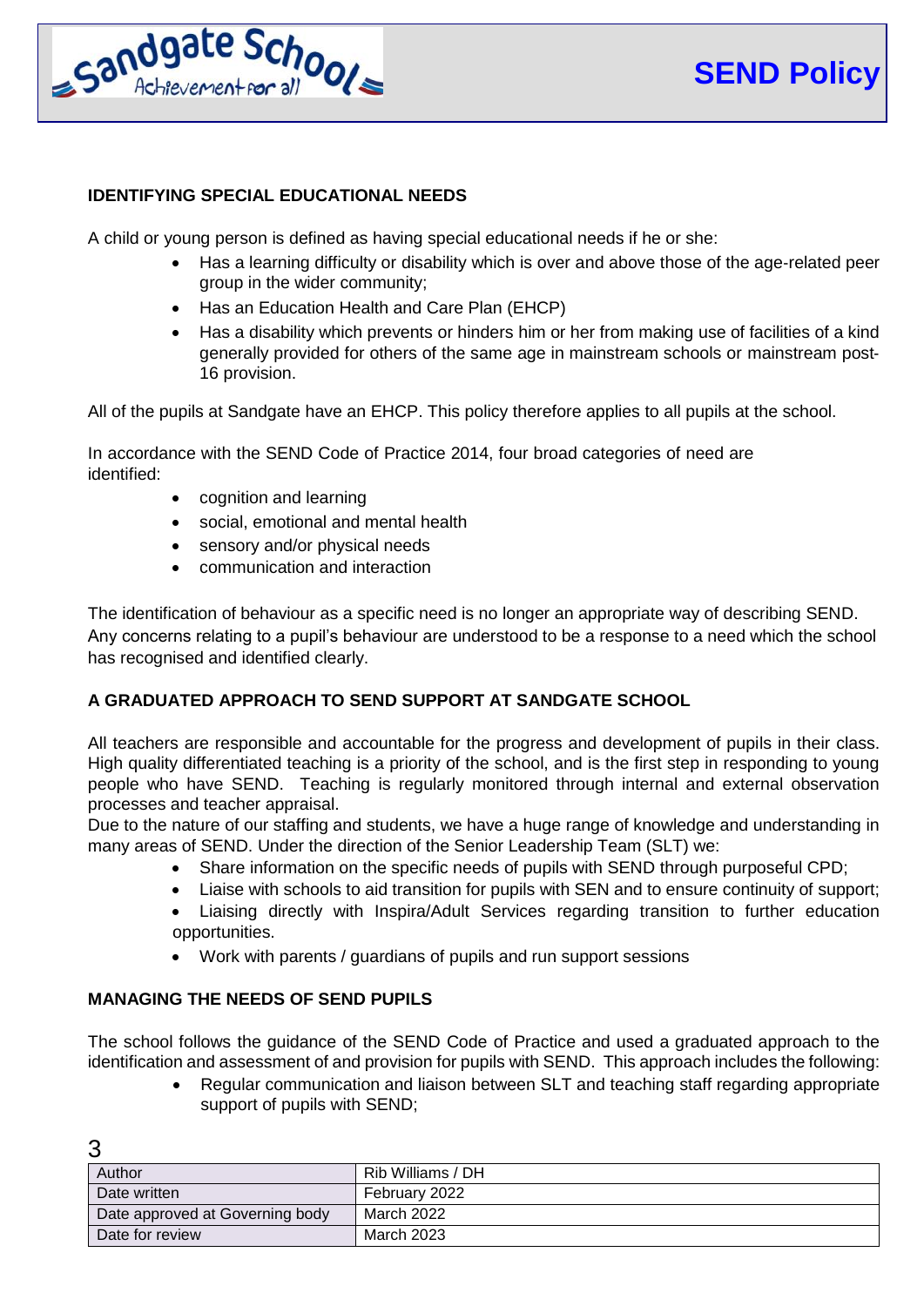## IDENTIFYING SPECIAL EDUCATIONAL NEEDS

A child or young person is defined as having special educational needs if he or she:

- Has a learning difficulty or disability which is over and above those of the age-related peer group in the wider community;
- Has an Education Health and Care Plan (EHCP)
- Has a disability which prevents or hinders him or her from making use of facilities of a kind generally provided for others of the same age in mainstream schools or mainstream post-16 provision.

All of the pupils at Sandgate have an EHCP. This policy therefore applies to all pupils at the school.

In accordance with the SEND Code of Practice 2014, four broad categories of need are identified:

- cognition and learning
- social, emotional and mental health
- sensory and/or physical needs
- communication and interaction

The identification of behaviour as a specific need is no longer an appropriate way of describing SEND. Any concerns relating to a pupil's behaviour are understood to be a response to a need which the school has recognised and identified clearly.

## A GRADUATED APPROACH TO SEND SUPPORT AT SANDGATE SCHOOL

All teachers are responsible and accountable for the progress and development of pupils in their class. High quality differentiated teaching is a priority of the school, and is the first step in responding to young people who have SEND. Teaching is regularly monitored through internal and external observation processes and teacher appraisal.

Due to the nature of our staffing and students, we have a huge range of knowledge and understanding in many areas of SEND. Under the direction of the Senior Leadership Team (SLT) we:

- Share information on the specific needs of pupils with SEND through purposeful CPD;
- Liaise with schools to aid transition for pupils with SEN and to ensure continuity of support;
- Liaising directly with Inspira/Adult Services regarding transition to further education opportunities.
- Work with parents / guardians of pupils and run support sessions

## MANAGING THE NEEDS OF SEND PUPILS

The school follows the guidance of the SEND Code of Practice and used a graduated approach to the identification and assessment of and provision for pupils with SEND. This approach includes the following:

- Regular communication and liaison between SLT and teaching staff regarding appropriate support of pupils with SEND;

| Author | Rib Williams / DH |
|---|---|
| Date written | February 2022 |
| Date approved at Governing body | March 2022 |
| Date for review | March 2023 |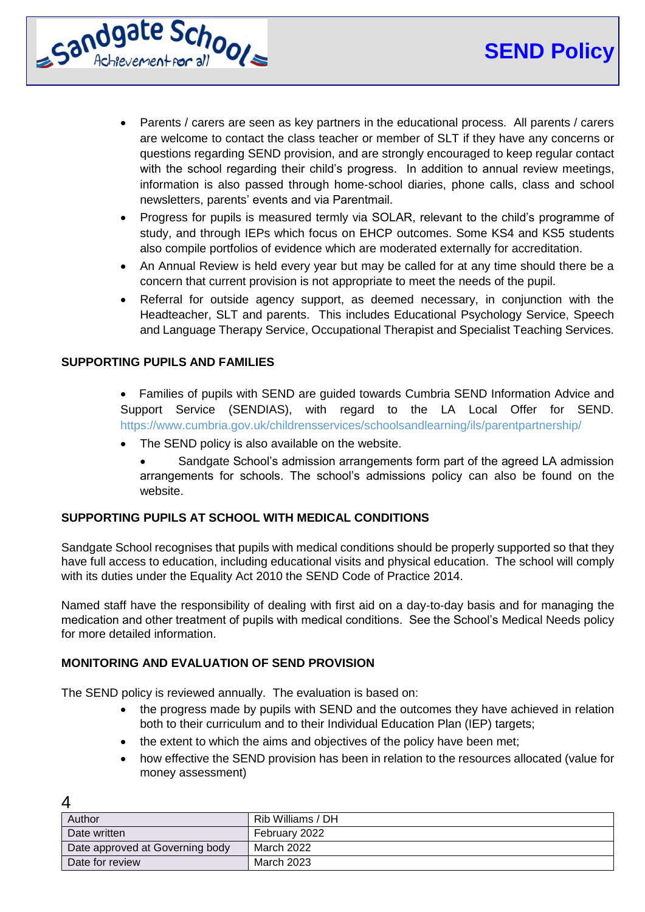- Parents / carers are seen as key partners in the educational process. All parents / carers are welcome to contact the class teacher or member of SLT if they have any concerns or questions regarding SEND provision, and are strongly encouraged to keep regular contact with the school regarding their child's progress. In addition to annual review meetings, information is also passed through home-school diaries, phone calls, class and school newsletters, parents' events and via Parentmail.
- Progress for pupils is measured termly via SOLAR, relevant to the child's programme of study, and through IEPs which focus on EHCP outcomes. Some KS4 and KS5 students also compile portfolios of evidence which are moderated externally for accreditation.
- An Annual Review is held every year but may be called for at any time should there be a concern that current provision is not appropriate to meet the needs of the pupil.
- Referral for outside agency support, as deemed necessary, in conjunction with the Headteacher, SLT and parents. This includes Educational Psychology Service, Speech and Language Therapy Service, Occupational Therapist and Specialist Teaching Services.

**SUPPORTING PUPILS AND FAMILIES**

- Families of pupils with SEND are guided towards Cumbria SEND Information Advice and Support Service (SENDIAS), with regard to the LA Local Offer for SEND. https://www.cumbria.gov.uk/childrensservices/schoolsandlearning/ils/parentpartnership/
- The SEND policy is also available on the website.
- Sandgate School's admission arrangements form part of the agreed LA admission arrangements for schools. The school's admissions policy can also be found on the website.

**SUPPORTING PUPILS AT SCHOOL WITH MEDICAL CONDITIONS**

Sandgate School recognises that pupils with medical conditions should be properly supported so that they have full access to education, including educational visits and physical education. The school will comply with its duties under the Equality Act 2010 the SEND Code of Practice 2014.

Named staff have the responsibility of dealing with first aid on a day-to-day basis and for managing the medication and other treatment of pupils with medical conditions. See the School's Medical Needs policy for more detailed information.

**MONITORING AND EVALUATION OF SEND PROVISION**

The SEND policy is reviewed annually. The evaluation is based on:

- the progress made by pupils with SEND and the outcomes they have achieved in relation both to their curriculum and to their Individual Education Plan (IEP) targets;
- the extent to which the aims and objectives of the policy have been met;
- how effective the SEND provision has been in relation to the resources allocated (value for money assessment)

| Author | Rib Williams / DH |
|---|---|
| Date written | February 2022 |
| Date approved at Governing body | March 2022 |
| Date for review | March 2023 |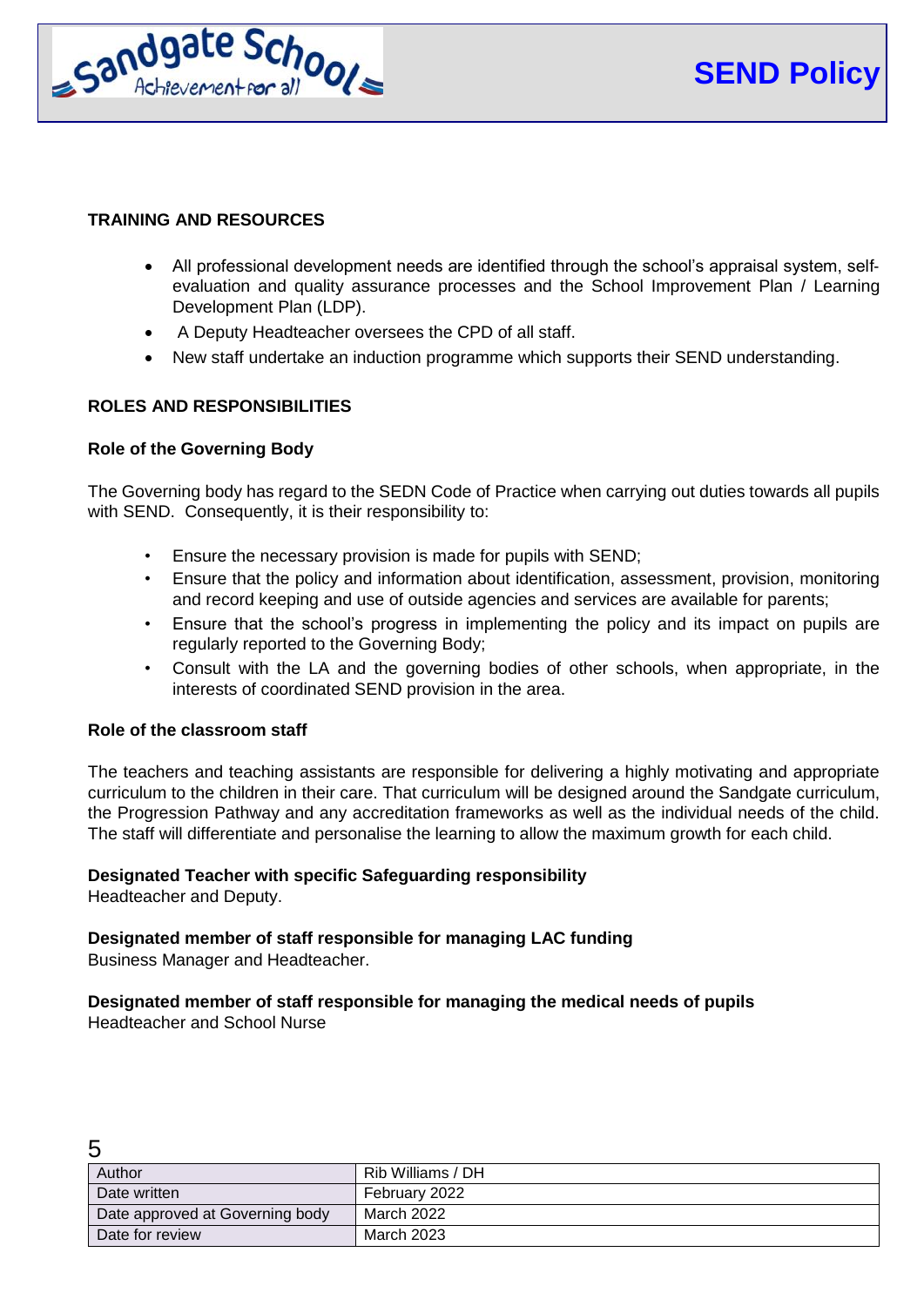**TRAINING AND RESOURCES**

- All professional development needs are identified through the school's appraisal system, self-evaluation and quality assurance processes and the School Improvement Plan / Learning Development Plan (LDP).
- A Deputy Headteacher oversees the CPD of all staff.
- New staff undertake an induction programme which supports their SEND understanding.

**ROLES AND RESPONSIBILITIES**

**Role of the Governing Body**

The Governing body has regard to the SEDN Code of Practice when carrying out duties towards all pupils with SEND. Consequently, it is their responsibility to:

- Ensure the necessary provision is made for pupils with SEND;
- Ensure that the policy and information about identification, assessment, provision, monitoring and record keeping and use of outside agencies and services are available for parents;
- Ensure that the school's progress in implementing the policy and its impact on pupils are regularly reported to the Governing Body;
- Consult with the LA and the governing bodies of other schools, when appropriate, in the interests of coordinated SEND provision in the area.

**Role of the classroom staff**

The teachers and teaching assistants are responsible for delivering a highly motivating and appropriate curriculum to the children in their care. That curriculum will be designed around the Sandgate curriculum, the Progression Pathway and any accreditation frameworks as well as the individual needs of the child. The staff will differentiate and personalise the learning to allow the maximum growth for each child.

**Designated Teacher with specific Safeguarding responsibility**
Headteacher and Deputy.

**Designated member of staff responsible for managing LAC funding**
Business Manager and Headteacher.

**Designated member of staff responsible for managing the medical needs of pupils**
Headteacher and School Nurse

| | |
|---|---|
| Author | Rib Williams / DH |
| Date written | February 2022 |
| Date approved at Governing body | March 2022 |
| Date for review | March 2023 |